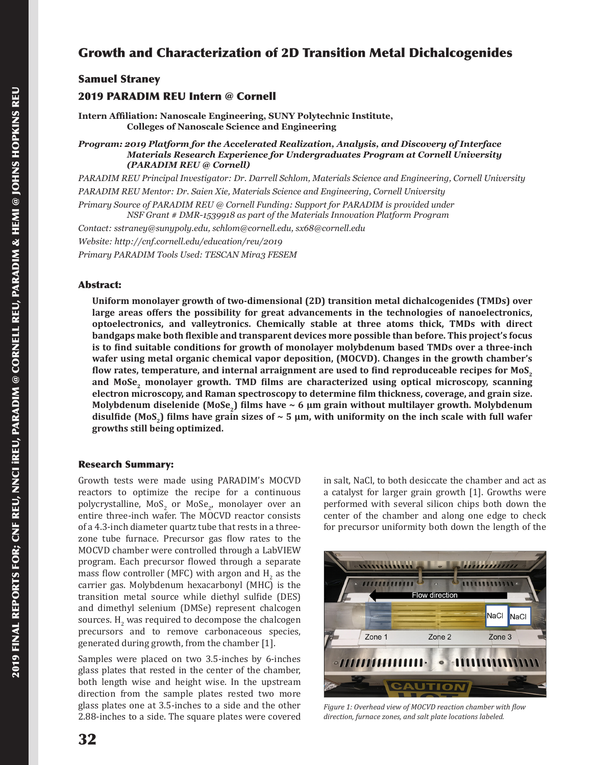# Growth and Characterization of 2D Transition Metal Dichalcogenides

## Samuel Straney

## 2019 PARADIM REU Intern @ Cornell

**Intern Affiliation: Nanoscale Engineering, SUNY Polytechnic Institute, Colleges of Nanoscale Science and Engineering**

***Program: 2019 Platform for the Accelerated Realization, Analysis, and Discovery of Interface Materials Research Experience for Undergraduates Program at Cornell University (PARADIM REU @ Cornell)***

*PARADIM REU Principal Investigator: Dr. Darrell Schlom, Materials Science and Engineering, Cornell University*

*PARADIM REU Mentor: Dr. Saien Xie, Materials Science and Engineering, Cornell University*

*Primary Source of PARADIM REU @ Cornell Funding: Support for PARADIM is provided under NSF Grant # DMR-1539918 as part of the Materials Innovation Platform Program*

*Contact: sstraney@sunypoly.edu, schlom@cornell.edu, sx68@cornell.edu*

*Website: http://cnf.cornell.edu/education/reu/2019*

*Primary PARADIM Tools Used: TESCAN Mira3 FESEM*

### Abstract:

**Uniform monolayer growth of two-dimensional (2D) transition metal dichalcogenides (TMDs) over large areas offers the possibility for great advancements in the technologies of nanoelectronics, optoelectronics, and valleytronics. Chemically stable at three atoms thick, TMDs with direct bandgaps make both flexible and transparent devices more possible than before. This project's focus is to find suitable conditions for growth of monolayer molybdenum based TMDs over a three-inch wafer using metal organic chemical vapor deposition, (MOCVD). Changes in the growth chamber's flow rates, temperature, and internal arraignment are used to find reproduceable recipes for $MoS_2$ and $MoSe_2$ monolayer growth. TMD films are characterized using optical microscopy, scanning electron microscopy, and Raman spectroscopy to determine film thickness, coverage, and grain size. Molybdenum diselenide ($MoSe_2$) films have ~ 6 µm grain without multilayer growth. Molybdenum disulfide ($MoS_2$) films have grain sizes of ~ 5 µm, with uniformity on the inch scale with full wafer growths still being optimized.**

### Research Summary:

Growth tests were made using PARADIM's MOCVD reactors to optimize the recipe for a continuous polycrystalline, $MoS_2$ or $MoSe_2$, monolayer over an entire three-inch wafer. The MOCVD reactor consists of a 4.3-inch diameter quartz tube that rests in a three-zone tube furnace. Precursor gas flow rates to the MOCVD chamber were controlled through a LabVIEW program. Each precursor flowed through a separate mass flow controller (MFC) with argon and $H_2$ as the carrier gas. Molybdenum hexacarbonyl (MHC) is the transition metal source while diethyl sulfide (DES) and dimethyl selenium (DMSe) represent chalcogen sources. $H_2$ was required to decompose the chalcogen precursors and to remove carbonaceous species, generated during growth, from the chamber [1].

Samples were placed on two 3.5-inches by 6-inches glass plates that rested in the center of the chamber, both length wise and height wise. In the upstream direction from the sample plates rested two more glass plates one at 3.5-inches to a side and the other 2.88-inches to a side. The square plates were covered in salt, NaCl, to both desiccate the chamber and act as a catalyst for larger grain growth [1]. Growths were performed with several silicon chips both down the center of the chamber and along one edge to check for precursor uniformity both down the length of the

*Figure 1: Overhead view of MOCVD reaction chamber with flow direction, furnace zones, and salt plate locations labeled.*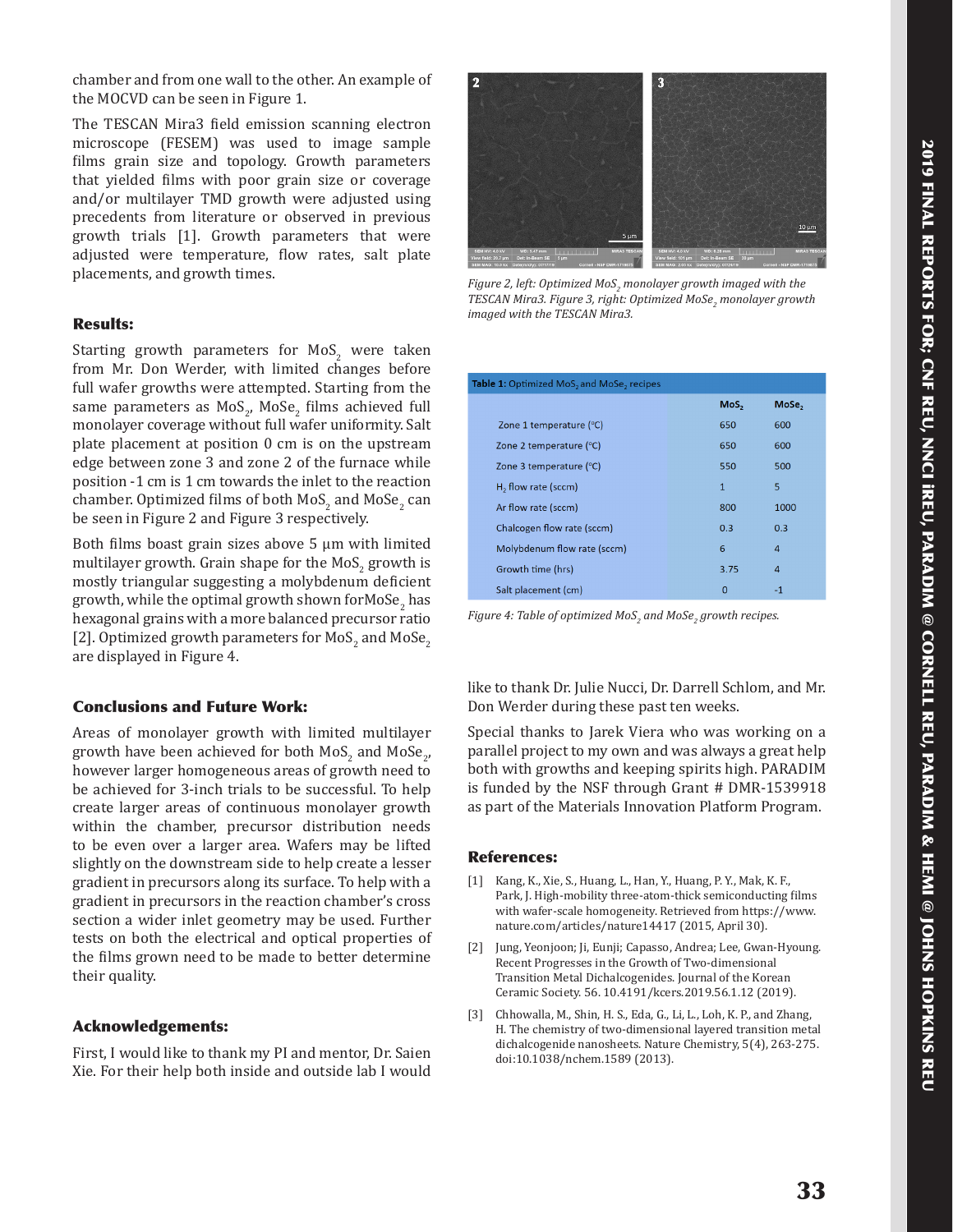chamber and from one wall to the other. An example of the MOCVD can be seen in Figure 1.

The TESCAN Mira3 field emission scanning electron microscope (FESEM) was used to image sample films grain size and topology. Growth parameters that yielded films with poor grain size or coverage and/or multilayer TMD growth were adjusted using precedents from literature or observed in previous growth trials [1]. Growth parameters that were adjusted were temperature, flow rates, salt plate placements, and growth times.

## Results:

Starting growth parameters for $MoS_2$ were taken from Mr. Don Werder, with limited changes before full wafer growths were attempted. Starting from the same parameters as $MoS_2$, $MoSe_2$ films achieved full monolayer coverage without full wafer uniformity. Salt plate placement at position 0 cm is on the upstream edge between zone 3 and zone 2 of the furnace while position -1 cm is 1 cm towards the inlet to the reaction chamber. Optimized films of both $MoS_2$ and $MoSe_2$ can be seen in Figure 2 and Figure 3 respectively.

Both films boast grain sizes above 5 µm with limited multilayer growth. Grain shape for the $MoS_2$ growth is mostly triangular suggesting a molybdenum deficient growth, while the optimal growth shown for$MoSe_2$ has hexagonal grains with a more balanced precursor ratio [2]. Optimized growth parameters for $MoS_2$ and $MoSe_2$ are displayed in Figure 4.

*Figure 2, left: Optimized $MoS_2$ monolayer growth imaged with the TESCAN Mira3. Figure 3, right: Optimized $MoSe_2$ monolayer growth imaged with the TESCAN Mira3.*

**Table 1:** Optimized $MoS_2$ and $MoSe_2$ recipes

| | $MoS_2$ | $MoSe_2$ |
|---|---|---|
| Zone 1 temperature (°C) | 650 | 600 |
| Zone 2 temperature (°C) | 650 | 600 |
| Zone 3 temperature (°C) | 550 | 500 |
| $H_2$ flow rate (sccm) | 1 | 5 |
| Ar flow rate (sccm) | 800 | 1000 |
| Chalcogen flow rate (sccm) | 0.3 | 0.3 |
| Molybdenum flow rate (sccm) | 6 | 4 |
| Growth time (hrs) | 3.75 | 4 |
| Salt placement (cm) | 0 | -1 |

*Figure 4: Table of optimized $MoS_2$ and $MoSe_2$ growth recipes.*

## Conclusions and Future Work:

Areas of monolayer growth with limited multilayer growth have been achieved for both $MoS_2$ and $MoSe_2$, however larger homogeneous areas of growth need to be achieved for 3-inch trials to be successful. To help create larger areas of continuous monolayer growth within the chamber, precursor distribution needs to be even over a larger area. Wafers may be lifted slightly on the downstream side to help create a lesser gradient in precursors along its surface. To help with a gradient in precursors in the reaction chamber's cross section a wider inlet geometry may be used. Further tests on both the electrical and optical properties of the films grown need to be made to better determine their quality.

## Acknowledgements:

First, I would like to thank my PI and mentor, Dr. Saien Xie. For their help both inside and outside lab I would like to thank Dr. Julie Nucci, Dr. Darrell Schlom, and Mr. Don Werder during these past ten weeks.

Special thanks to Jarek Viera who was working on a parallel project to my own and was always a great help both with growths and keeping spirits high. PARADIM is funded by the NSF through Grant # DMR-1539918 as part of the Materials Innovation Platform Program.

## References:

[1] Kang, K., Xie, S., Huang, L., Han, Y., Huang, P. Y., Mak, K. F., Park, J. High-mobility three-atom-thick semiconducting films with wafer-scale homogeneity. Retrieved from https://www.nature.com/articles/nature14417 (2015, April 30).

[2] Jung, Yeonjoon; Ji, Eunji; Capasso, Andrea; Lee, Gwan-Hyoung. Recent Progresses in the Growth of Two-dimensional Transition Metal Dichalcogenides. Journal of the Korean Ceramic Society. 56. 10.4191/kcers.2019.56.1.12 (2019).

[3] Chhowalla, M., Shin, H. S., Eda, G., Li, L., Loh, K. P., and Zhang, H. The chemistry of two-dimensional layered transition metal dichalcogenide nanosheets. Nature Chemistry, 5(4), 263-275. doi:10.1038/nchem.1589 (2013).